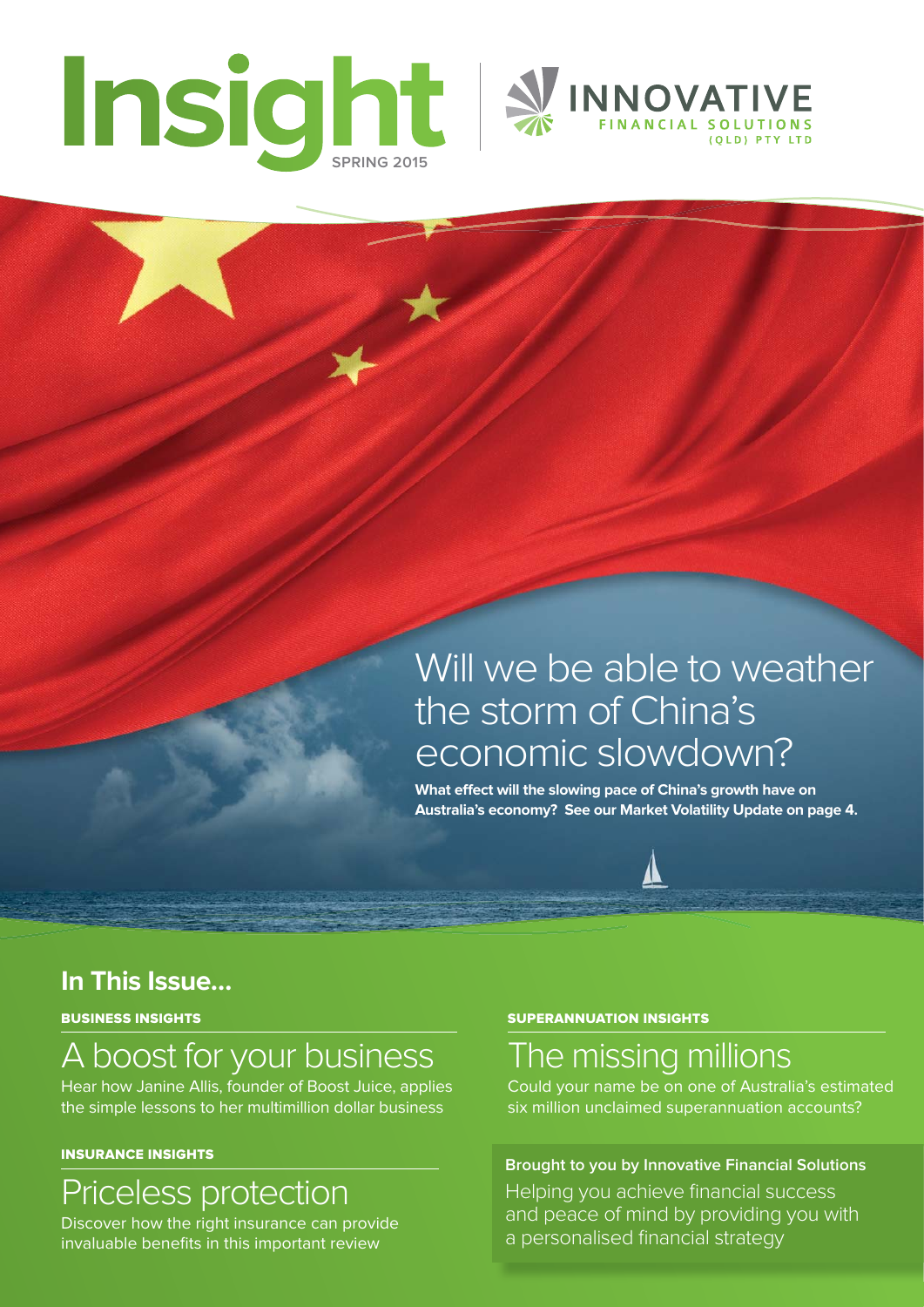# Insight

SPRING 2015

INNOVATIVE FINANCIAL SOLUTIONS (QLD) PTY LTD

## Will we be able to weather the storm of China's economic slowdown?

**What effect will the slowing pace of China's growth have on Australia's economy? See our Market Volatility Update on page 4.**

## In This Issue...

**BUSINESS INSIGHTS**

### A boost for your business

Hear how Janine Allis, founder of Boost Juice, applies the simple lessons to her multimillion dollar business

**INSURANCE INSIGHTS**

### Priceless protection

Discover how the right insurance can provide invaluable benefits in this important review

**SUPERANNUATION INSIGHTS**

### The missing millions

Could your name be on one of Australia's estimated six million unclaimed superannuation accounts?

**Brought to you by Innovative Financial Solutions**

Helping you achieve financial success and peace of mind by providing you with a personalised financial strategy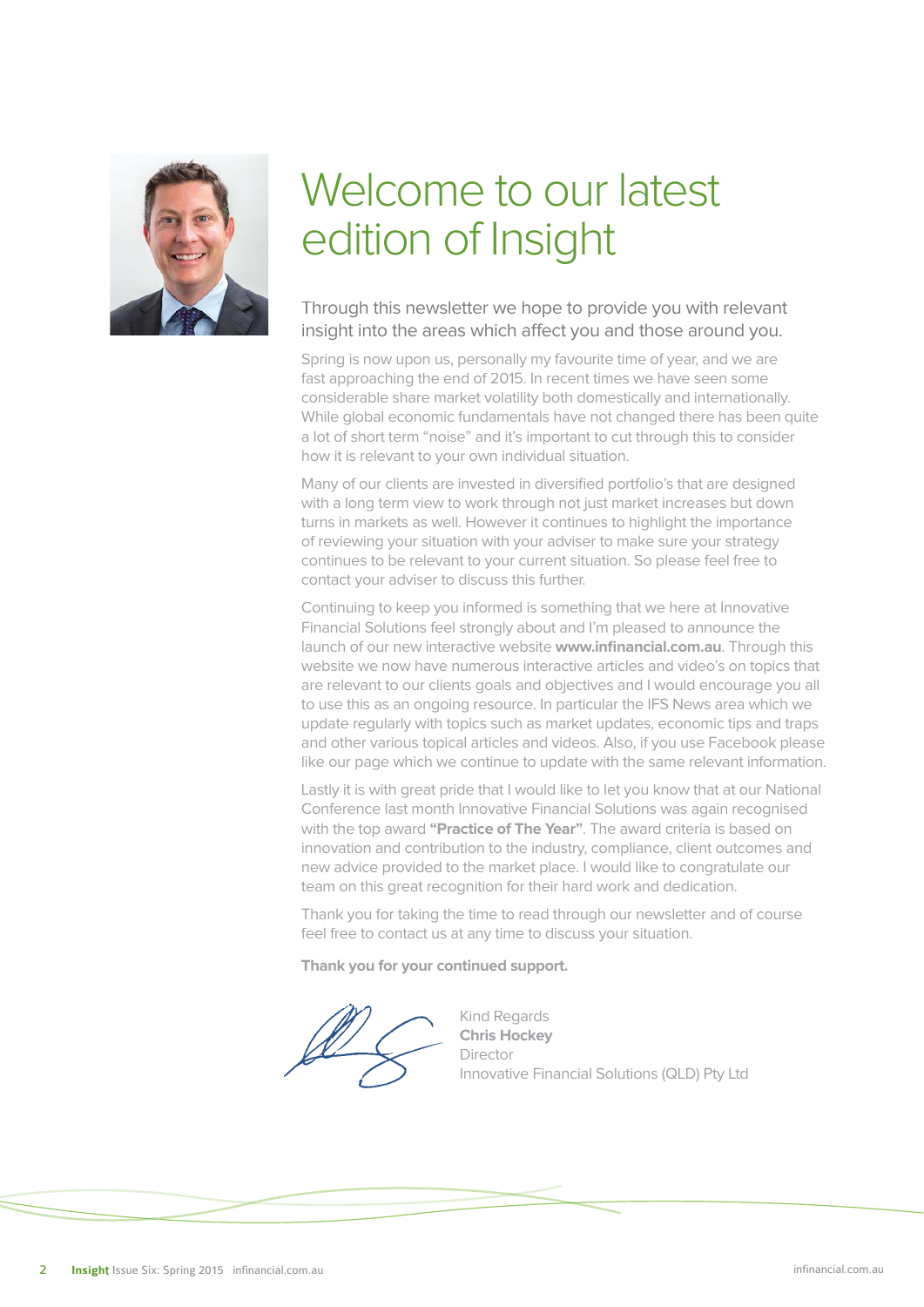# Welcome to our latest edition of Insight

Through this newsletter we hope to provide you with relevant insight into the areas which affect you and those around you.

Spring is now upon us, personally my favourite time of year, and we are fast approaching the end of 2015. In recent times we have seen some considerable share market volatility both domestically and internationally. While global economic fundamentals have not changed there has been quite a lot of short term "noise" and it's important to cut through this to consider how it is relevant to your own individual situation.

Many of our clients are invested in diversified portfolio's that are designed with a long term view to work through not just market increases but down turns in markets as well. However it continues to highlight the importance of reviewing your situation with your adviser to make sure your strategy continues to be relevant to your current situation. So please feel free to contact your adviser to discuss this further.

Continuing to keep you informed is something that we here at Innovative Financial Solutions feel strongly about and I'm pleased to announce the launch of our new interactive website **www.infinancial.com.au**. Through this website we now have numerous interactive articles and video's on topics that are relevant to our clients goals and objectives and I would encourage you all to use this as an ongoing resource. In particular the IFS News area which we update regularly with topics such as market updates, economic tips and traps and other various topical articles and videos. Also, if you use Facebook please like our page which we continue to update with the same relevant information.

Lastly it is with great pride that I would like to let you know that at our National Conference last month Innovative Financial Solutions was again recognised with the top award **"Practice of The Year"**. The award criteria is based on innovation and contribution to the industry, compliance, client outcomes and new advice provided to the market place. I would like to congratulate our team on this great recognition for their hard work and dedication.

Thank you for taking the time to read through our newsletter and of course feel free to contact us at any time to discuss your situation.

**Thank you for your continued support.**

Kind Regards
**Chris Hockey**
Director
Innovative Financial Solutions (QLD) Pty Ltd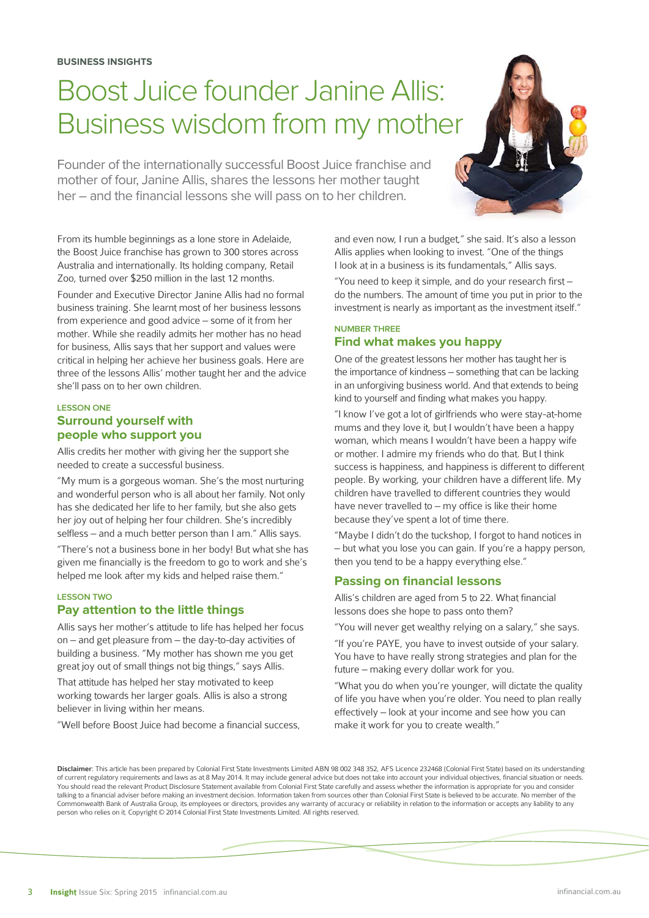BUSINESS INSIGHTS

# Boost Juice founder Janine Allis: Business wisdom from my mother

Founder of the internationally successful Boost Juice franchise and mother of four, Janine Allis, shares the lessons her mother taught her – and the financial lessons she will pass on to her children.

From its humble beginnings as a lone store in Adelaide, the Boost Juice franchise has grown to 300 stores across Australia and internationally. Its holding company, Retail Zoo, turned over $250 million in the last 12 months.

Founder and Executive Director Janine Allis had no formal business training. She learnt most of her business lessons from experience and good advice – some of it from her mother. While she readily admits her mother has no head for business, Allis says that her support and values were critical in helping her achieve her business goals. Here are three of the lessons Allis' mother taught her and the advice she'll pass on to her own children.

LESSON ONE

## Surround yourself with people who support you

Allis credits her mother with giving her the support she needed to create a successful business.

"My mum is a gorgeous woman. She's the most nurturing and wonderful person who is all about her family. Not only has she dedicated her life to her family, but she also gets her joy out of helping her four children. She's incredibly selfless – and a much better person than I am." Allis says.

"There's not a business bone in her body! But what she has given me financially is the freedom to go to work and she's helped me look after my kids and helped raise them."

LESSON TWO

## Pay attention to the little things

Allis says her mother's attitude to life has helped her focus on – and get pleasure from – the day-to-day activities of building a business. "My mother has shown me you get great joy out of small things not big things," says Allis.

That attitude has helped her stay motivated to keep working towards her larger goals. Allis is also a strong believer in living within her means.

"Well before Boost Juice had become a financial success, and even now, I run a budget," she said. It's also a lesson Allis applies when looking to invest. "One of the things I look at in a business is its fundamentals," Allis says.

"You need to keep it simple, and do your research first – do the numbers. The amount of time you put in prior to the investment is nearly as important as the investment itself."

NUMBER THREE

## Find what makes you happy

One of the greatest lessons her mother has taught her is the importance of kindness – something that can be lacking in an unforgiving business world. And that extends to being kind to yourself and finding what makes you happy.

"I know I've got a lot of girlfriends who were stay-at-home mums and they love it, but I wouldn't have been a happy woman, which means I wouldn't have been a happy wife or mother. I admire my friends who do that. But I think success is happiness, and happiness is different to different people. By working, your children have a different life. My children have travelled to different countries they would have never travelled to – my office is like their home because they've spent a lot of time there.

"Maybe I didn't do the tuckshop, I forgot to hand notices in – but what you lose you can gain. If you're a happy person, then you tend to be a happy everything else."

## Passing on financial lessons

Allis's children are aged from 5 to 22. What financial lessons does she hope to pass onto them?

"You will never get wealthy relying on a salary," she says.

"If you're PAYE, you have to invest outside of your salary. You have to have really strong strategies and plan for the future – making every dollar work for you.

"What you do when you're younger, will dictate the quality of life you have when you're older. You need to plan really effectively – look at your income and see how you can make it work for you to create wealth."

**Disclaimer**: This article has been prepared by Colonial First State Investments Limited ABN 98 002 348 352, AFS Licence 232468 (Colonial First State) based on its understanding of current regulatory requirements and laws as at 8 May 2014. It may include general advice but does not take into account your individual objectives, financial situation or needs. You should read the relevant Product Disclosure Statement available from Colonial First State carefully and assess whether the information is appropriate for you and consider talking to a financial adviser before making an investment decision. Information taken from sources other than Colonial First State is believed to be accurate. No member of the Commonwealth Bank of Australia Group, its employees or directors, provides any warranty of accuracy or reliability in relation to the information or accepts any liability to any person who relies on it. Copyright © 2014 Colonial First State Investments Limited. All rights reserved.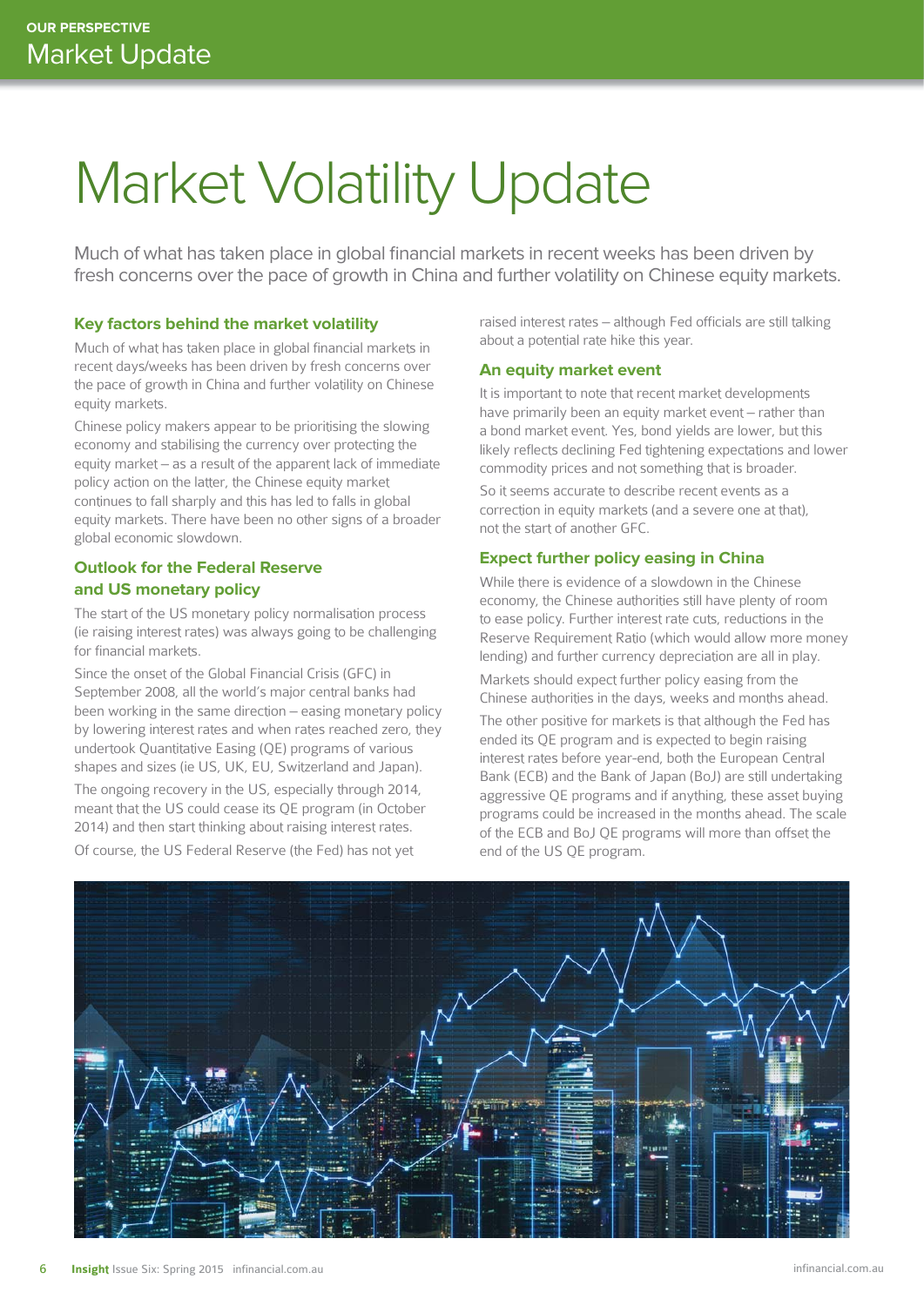# Market Volatility Update

Much of what has taken place in global financial markets in recent weeks has been driven by fresh concerns over the pace of growth in China and further volatility on Chinese equity markets.

### Key factors behind the market volatility

Much of what has taken place in global financial markets in recent days/weeks has been driven by fresh concerns over the pace of growth in China and further volatility on Chinese equity markets.

Chinese policy makers appear to be prioritising the slowing economy and stabilising the currency over protecting the equity market – as a result of the apparent lack of immediate policy action on the latter, the Chinese equity market continues to fall sharply and this has led to falls in global equity markets. There have been no other signs of a broader global economic slowdown.

### Outlook for the Federal Reserve and US monetary policy

The start of the US monetary policy normalisation process (ie raising interest rates) was always going to be challenging for financial markets.

Since the onset of the Global Financial Crisis (GFC) in September 2008, all the world's major central banks had been working in the same direction – easing monetary policy by lowering interest rates and when rates reached zero, they undertook Quantitative Easing (QE) programs of various shapes and sizes (ie US, UK, EU, Switzerland and Japan).

The ongoing recovery in the US, especially through 2014, meant that the US could cease its QE program (in October 2014) and then start thinking about raising interest rates.

Of course, the US Federal Reserve (the Fed) has not yet raised interest rates – although Fed officials are still talking about a potential rate hike this year.

### An equity market event

It is important to note that recent market developments have primarily been an equity market event – rather than a bond market event. Yes, bond yields are lower, but this likely reflects declining Fed tightening expectations and lower commodity prices and not something that is broader.

So it seems accurate to describe recent events as a correction in equity markets (and a severe one at that), not the start of another GFC.

### Expect further policy easing in China

While there is evidence of a slowdown in the Chinese economy, the Chinese authorities still have plenty of room to ease policy. Further interest rate cuts, reductions in the Reserve Requirement Ratio (which would allow more money lending) and further currency depreciation are all in play.

Markets should expect further policy easing from the Chinese authorities in the days, weeks and months ahead.

The other positive for markets is that although the Fed has ended its QE program and is expected to begin raising interest rates before year-end, both the European Central Bank (ECB) and the Bank of Japan (BoJ) are still undertaking aggressive QE programs and if anything, these asset buying programs could be increased in the months ahead. The scale of the ECB and BoJ QE programs will more than offset the end of the US QE program.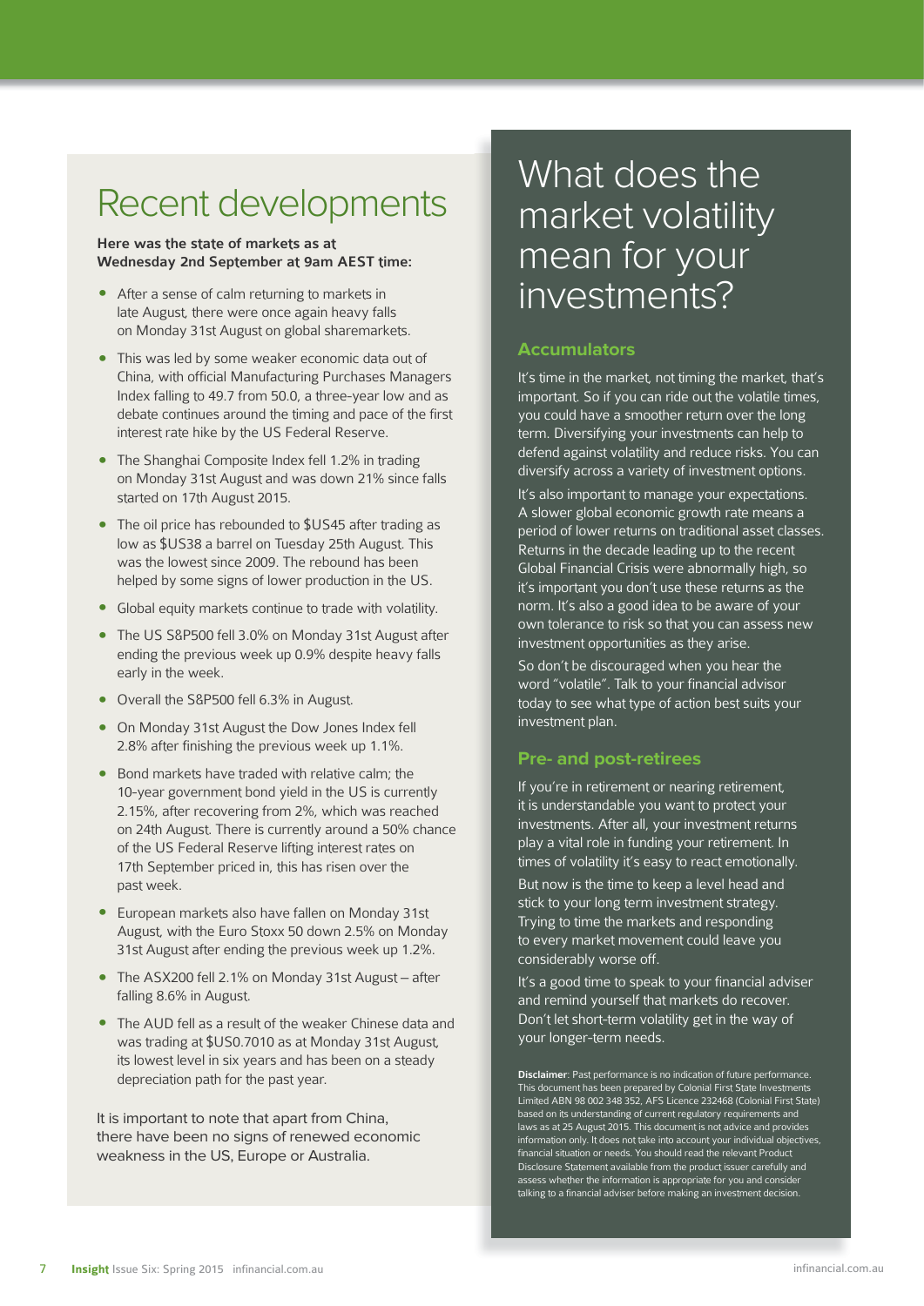# Recent developments

**Here was the state of markets as at Wednesday 2nd September at 9am AEST time:**

- After a sense of calm returning to markets in late August, there were once again heavy falls on Monday 31st August on global sharemarkets.
- This was led by some weaker economic data out of China, with official Manufacturing Purchases Managers Index falling to 49.7 from 50.0, a three-year low and as debate continues around the timing and pace of the first interest rate hike by the US Federal Reserve.
- The Shanghai Composite Index fell 1.2% in trading on Monday 31st August and was down 21% since falls started on 17th August 2015.
- The oil price has rebounded to $US45 after trading as low as $US38 a barrel on Tuesday 25th August. This was the lowest since 2009. The rebound has been helped by some signs of lower production in the US.
- Global equity markets continue to trade with volatility.
- The US S&P500 fell 3.0% on Monday 31st August after ending the previous week up 0.9% despite heavy falls early in the week.
- Overall the S&P500 fell 6.3% in August.
- On Monday 31st August the Dow Jones Index fell 2.8% after finishing the previous week up 1.1%.
- Bond markets have traded with relative calm; the 10-year government bond yield in the US is currently 2.15%, after recovering from 2%, which was reached on 24th August. There is currently around a 50% chance of the US Federal Reserve lifting interest rates on 17th September priced in, this has risen over the past week.
- European markets also have fallen on Monday 31st August, with the Euro Stoxx 50 down 2.5% on Monday 31st August after ending the previous week up 1.2%.
- The ASX200 fell 2.1% on Monday 31st August – after falling 8.6% in August.
- The AUD fell as a result of the weaker Chinese data and was trading at $US0.7010 as at Monday 31st August, its lowest level in six years and has been on a steady depreciation path for the past year.

It is important to note that apart from China, there have been no signs of renewed economic weakness in the US, Europe or Australia.

# What does the market volatility mean for your investments?

## Accumulators

It's time in the market, not timing the market, that's important. So if you can ride out the volatile times, you could have a smoother return over the long term. Diversifying your investments can help to defend against volatility and reduce risks. You can diversify across a variety of investment options.

It's also important to manage your expectations. A slower global economic growth rate means a period of lower returns on traditional asset classes. Returns in the decade leading up to the recent Global Financial Crisis were abnormally high, so it's important you don't use these returns as the norm. It's also a good idea to be aware of your own tolerance to risk so that you can assess new investment opportunities as they arise.

So don't be discouraged when you hear the word "volatile". Talk to your financial advisor today to see what type of action best suits your investment plan.

## Pre- and post-retirees

If you're in retirement or nearing retirement, it is understandable you want to protect your investments. After all, your investment returns play a vital role in funding your retirement. In times of volatility it's easy to react emotionally.

But now is the time to keep a level head and stick to your long term investment strategy. Trying to time the markets and responding to every market movement could leave you considerably worse off.

It's a good time to speak to your financial adviser and remind yourself that markets do recover. Don't let short-term volatility get in the way of your longer-term needs.

**Disclaimer**: Past performance is no indication of future performance. This document has been prepared by Colonial First State Investments Limited ABN 98 002 348 352, AFS Licence 232468 (Colonial First State) based on its understanding of current regulatory requirements and laws as at 25 August 2015. This document is not advice and provides information only. It does not take into account your individual objectives, financial situation or needs. You should read the relevant Product Disclosure Statement available from the product issuer carefully and assess whether the information is appropriate for you and consider talking to a financial adviser before making an investment decision.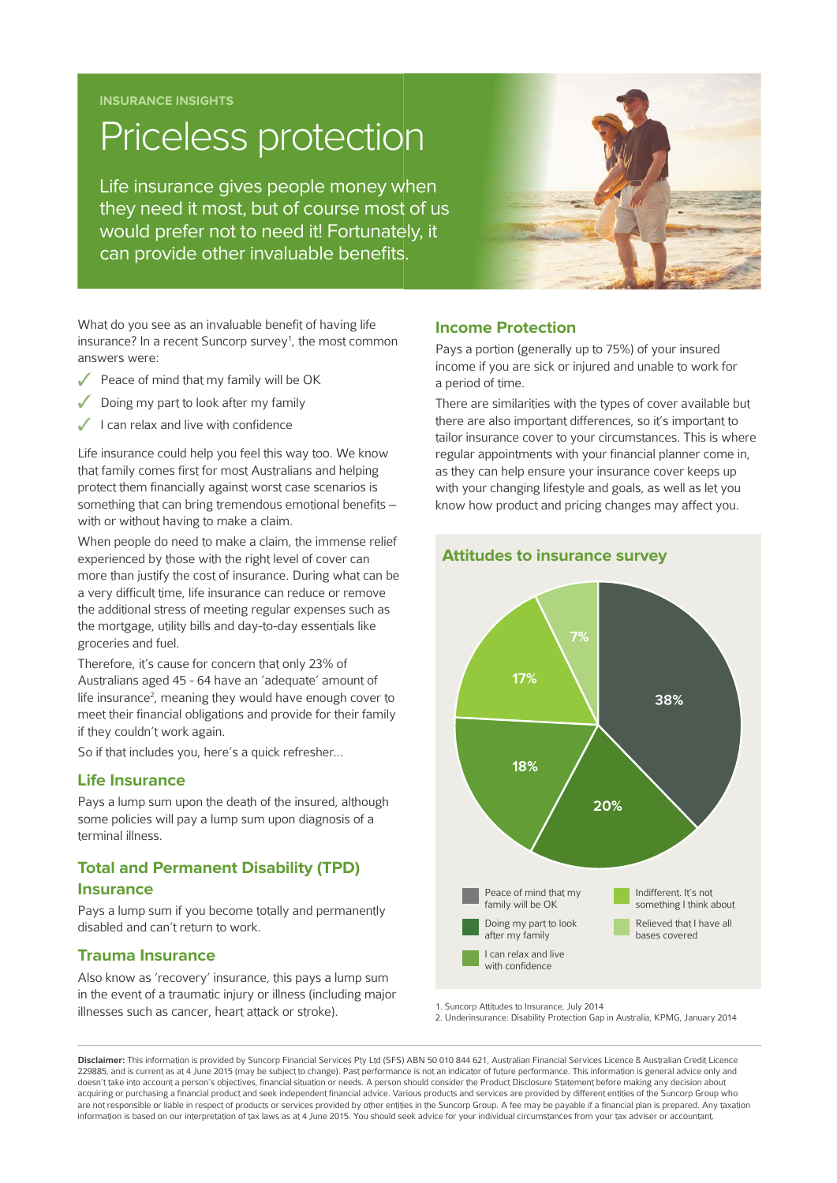INSURANCE INSIGHTS

# Priceless protection

Life insurance gives people money when they need it most, but of course most of us would prefer not to need it! Fortunately, it can provide other invaluable benefits.

What do you see as an invaluable benefit of having life insurance? In a recent Suncorp survey[1], the most common answers were:

- ✓ Peace of mind that my family will be OK
- ✓ Doing my part to look after my family
- ✓ I can relax and live with confidence

Life insurance could help you feel this way too. We know that family comes first for most Australians and helping protect them financially against worst case scenarios is something that can bring tremendous emotional benefits – with or without having to make a claim.

When people do need to make a claim, the immense relief experienced by those with the right level of cover can more than justify the cost of insurance. During what can be a very difficult time, life insurance can reduce or remove the additional stress of meeting regular expenses such as the mortgage, utility bills and day-to-day essentials like groceries and fuel.

Therefore, it's cause for concern that only 23% of Australians aged 45 - 64 have an 'adequate' amount of life insurance[2], meaning they would have enough cover to meet their financial obligations and provide for their family if they couldn't work again.

So if that includes you, here's a quick refresher...

### Life Insurance

Pays a lump sum upon the death of the insured, although some policies will pay a lump sum upon diagnosis of a terminal illness.

### Total and Permanent Disability (TPD) Insurance

Pays a lump sum if you become totally and permanently disabled and can't return to work.

### Trauma Insurance

Also know as 'recovery' insurance, this pays a lump sum in the event of a traumatic injury or illness (including major illnesses such as cancer, heart attack or stroke).

### Income Protection

Pays a portion (generally up to 75%) of your insured income if you are sick or injured and unable to work for a period of time.

There are similarities with the types of cover available but there are also important differences, so it's important to tailor insurance cover to your circumstances. This is where regular appointments with your financial planner come in, as they can help ensure your insurance cover keeps up with your changing lifestyle and goals, as well as let you know how product and pricing changes may affect you.

### Attitudes to insurance survey

| Response | % |
|---|---|
| Peace of mind that my family will be OK | 38% |
| Doing my part to look after my family | 20% |
| I can relax and live with confidence | 18% |
| Indifferent. It's not something I think about | 17% |
| Relieved that I have all bases covered | 7% |

1. Suncorp Attitudes to Insurance, July 2014
2. Underinsurance: Disability Protection Gap in Australia, KPMG, January 2014

**Disclaimer:** This information is provided by Suncorp Financial Services Pty Ltd (SFS) ABN 50 010 844 621, Australian Financial Services Licence & Australian Credit Licence 229885, and is current as at 4 June 2015 (may be subject to change). Past performance is not an indicator of future performance. This information is general advice only and doesn't take into account a person's objectives, financial situation or needs. A person should consider the Product Disclosure Statement before making any decision about acquiring or purchasing a financial product and seek independent financial advice. Various products and services are provided by different entities of the Suncorp Group who are not responsible or liable in respect of products or services provided by other entities in the Suncorp Group. A fee may be payable if a financial plan is prepared. Any taxation information is based on our interpretation of tax laws as at 4 June 2015. You should seek advice for your individual circumstances from your tax adviser or accountant.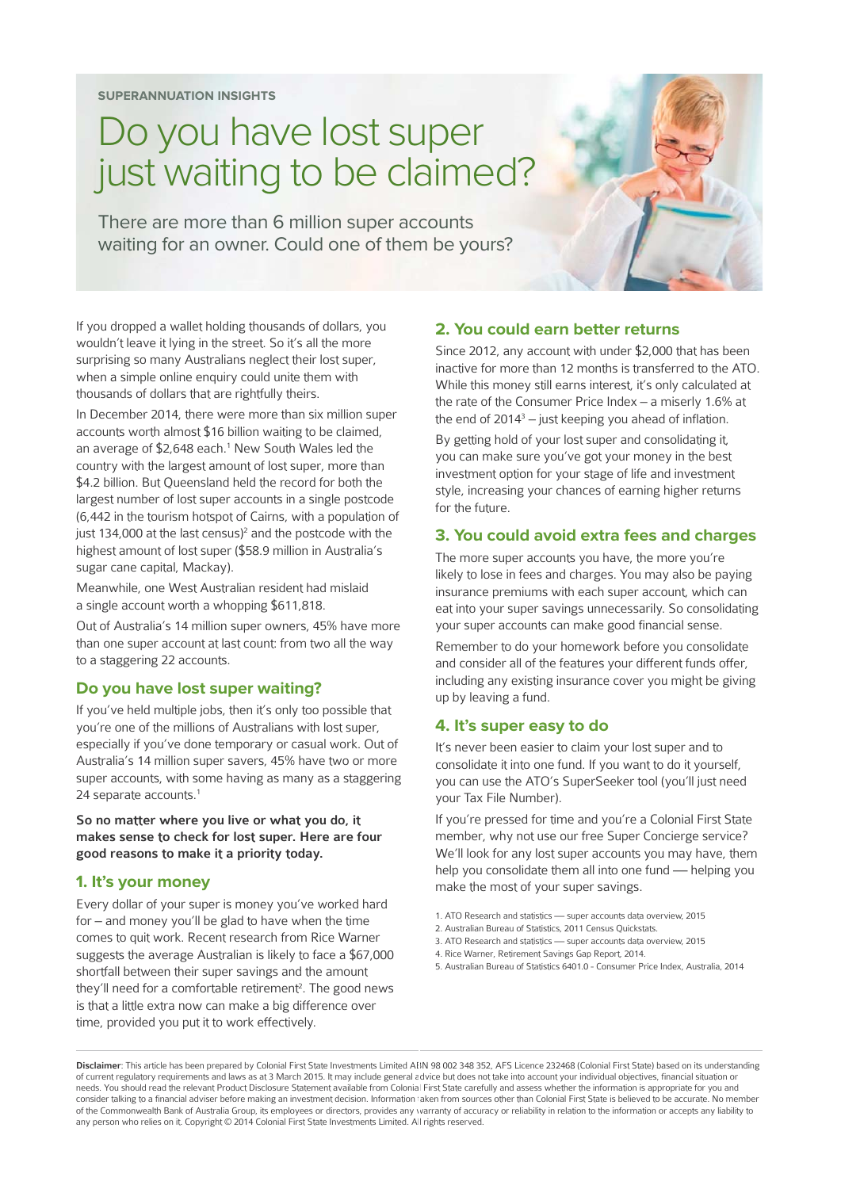SUPERANNUATION INSIGHTS

# Do you have lost super just waiting to be claimed?

There are more than 6 million super accounts waiting for an owner. Could one of them be yours?

If you dropped a wallet holding thousands of dollars, you wouldn't leave it lying in the street. So it's all the more surprising so many Australians neglect their lost super, when a simple online enquiry could unite them with thousands of dollars that are rightfully theirs.

In December 2014, there were more than six million super accounts worth almost $16 billion waiting to be claimed, an average of $2,648 each.[1] New South Wales led the country with the largest amount of lost super, more than $4.2 billion. But Queensland held the record for both the largest number of lost super accounts in a single postcode (6,442 in the tourism hotspot of Cairns, with a population of just 134,000 at the last census)[2] and the postcode with the highest amount of lost super ($58.9 million in Australia's sugar cane capital, Mackay).

Meanwhile, one West Australian resident had mislaid a single account worth a whopping $611,818.

Out of Australia's 14 million super owners, 45% have more than one super account at last count: from two all the way to a staggering 22 accounts.

## Do you have lost super waiting?

If you've held multiple jobs, then it's only too possible that you're one of the millions of Australians with lost super, especially if you've done temporary or casual work. Out of Australia's 14 million super savers, 45% have two or more super accounts, with some having as many as a staggering 24 separate accounts.[1]

**So no matter where you live or what you do, it makes sense to check for lost super. Here are four good reasons to make it a priority today.**

## 1. It's your money

Every dollar of your super is money you've worked hard for – and money you'll be glad to have when the time comes to quit work. Recent research from Rice Warner suggests the average Australian is likely to face a $67,000 shortfall between their super savings and the amount they'll need for a comfortable retirement[2]. The good news is that a little extra now can make a big difference over time, provided you put it to work effectively.

## 2. You could earn better returns

Since 2012, any account with under $2,000 that has been inactive for more than 12 months is transferred to the ATO. While this money still earns interest, it's only calculated at the rate of the Consumer Price Index – a miserly 1.6% at the end of 2014[3] – just keeping you ahead of inflation.

By getting hold of your lost super and consolidating it, you can make sure you've got your money in the best investment option for your stage of life and investment style, increasing your chances of earning higher returns for the future.

## 3. You could avoid extra fees and charges

The more super accounts you have, the more you're likely to lose in fees and charges. You may also be paying insurance premiums with each super account, which can eat into your super savings unnecessarily. So consolidating your super accounts can make good financial sense.

Remember to do your homework before you consolidate and consider all of the features your different funds offer, including any existing insurance cover you might be giving up by leaving a fund.

## 4. It's super easy to do

It's never been easier to claim your lost super and to consolidate it into one fund. If you want to do it yourself, you can use the ATO's SuperSeeker tool (you'll just need your Tax File Number).

If you're pressed for time and you're a Colonial First State member, why not use our free Super Concierge service? We'll look for any lost super accounts you may have, them help you consolidate them all into one fund — helping you make the most of your super savings.

1. ATO Research and statistics — super accounts data overview, 2015
2. Australian Bureau of Statistics, 2011 Census Quickstats.
3. ATO Research and statistics — super accounts data overview, 2015
4. Rice Warner, Retirement Savings Gap Report, 2014.
5. Australian Bureau of Statistics 6401.0 - Consumer Price Index, Australia, 2014

**Disclaimer**: This article has been prepared by Colonial First State Investments Limited ABN 98 002 348 352, AFS Licence 232468 (Colonial First State) based on its understanding of current regulatory requirements and laws as at 3 March 2015. It may include general advice but does not take into account your individual objectives, financial situation or needs. You should read the relevant Product Disclosure Statement available from Colonial First State carefully and assess whether the information is appropriate for you and consider talking to a financial adviser before making an investment decision. Information taken from sources other than Colonial First State is believed to be accurate. No member of the Commonwealth Bank of Australia Group, its employees or directors, provides any warranty of accuracy or reliability in relation to the information or accepts any liability to any person who relies on it. Copyright © 2014 Colonial First State Investments Limited. All rights reserved.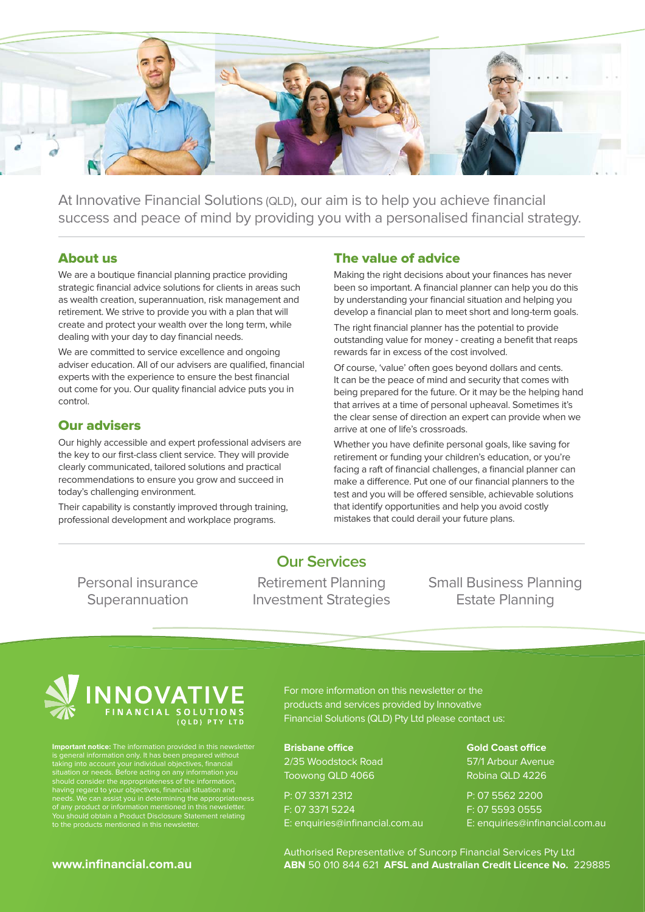At Innovative Financial Solutions (QLD), our aim is to help you achieve financial success and peace of mind by providing you with a personalised financial strategy.

## About us

We are a boutique financial planning practice providing strategic financial advice solutions for clients in areas such as wealth creation, superannuation, risk management and retirement. We strive to provide you with a plan that will create and protect your wealth over the long term, while dealing with your day to day financial needs.

We are committed to service excellence and ongoing adviser education. All of our advisers are qualified, financial experts with the experience to ensure the best financial out come for you. Our quality financial advice puts you in control.

## Our advisers

Our highly accessible and expert professional advisers are the key to our first-class client service. They will provide clearly communicated, tailored solutions and practical recommendations to ensure you grow and succeed in today's challenging environment.

Their capability is constantly improved through training, professional development and workplace programs.

## The value of advice

Making the right decisions about your finances has never been so important. A financial planner can help you do this by understanding your financial situation and helping you develop a financial plan to meet short and long-term goals.

The right financial planner has the potential to provide outstanding value for money - creating a benefit that reaps rewards far in excess of the cost involved.

Of course, 'value' often goes beyond dollars and cents. It can be the peace of mind and security that comes with being prepared for the future. Or it may be the helping hand that arrives at a time of personal upheaval. Sometimes it's the clear sense of direction an expert can provide when we arrive at one of life's crossroads.

Whether you have definite personal goals, like saving for retirement or funding your children's education, or you're facing a raft of financial challenges, a financial planner can make a difference. Put one of our financial planners to the test and you will be offered sensible, achievable solutions that identify opportunities and help you avoid costly mistakes that could derail your future plans.

## Our Services

Personal insurance
Superannuation

Retirement Planning
Investment Strategies

Small Business Planning
Estate Planning

INNOVATIVE FINANCIAL SOLUTIONS (QLD) PTY LTD

**Important notice:** The information provided in this newsletter is general information only. It has been prepared without taking into account your individual objectives, financial situation or needs. Before acting on any information you should consider the appropriateness of the information, having regard to your objectives, financial situation and needs. We can assist you in determining the appropriateness of any product or information mentioned in this newsletter. You should obtain a Product Disclosure Statement relating to the products mentioned in this newsletter.

**www.infinancial.com.au**

For more information on this newsletter or the products and services provided by Innovative Financial Solutions (QLD) Pty Ltd please contact us:

**Brisbane office**
2/35 Woodstock Road
Toowong QLD 4066

P: 07 3371 2312
F: 07 3371 5224
E: enquiries@infinancial.com.au

**Gold Coast office**
57/1 Arbour Avenue
Robina QLD 4226

P: 07 5562 2200
F: 07 5593 0555
E: enquiries@infinancial.com.au

Authorised Representative of Suncorp Financial Services Pty Ltd
**ABN** 50 010 844 621 **AFSL and Australian Credit Licence No.** 229885